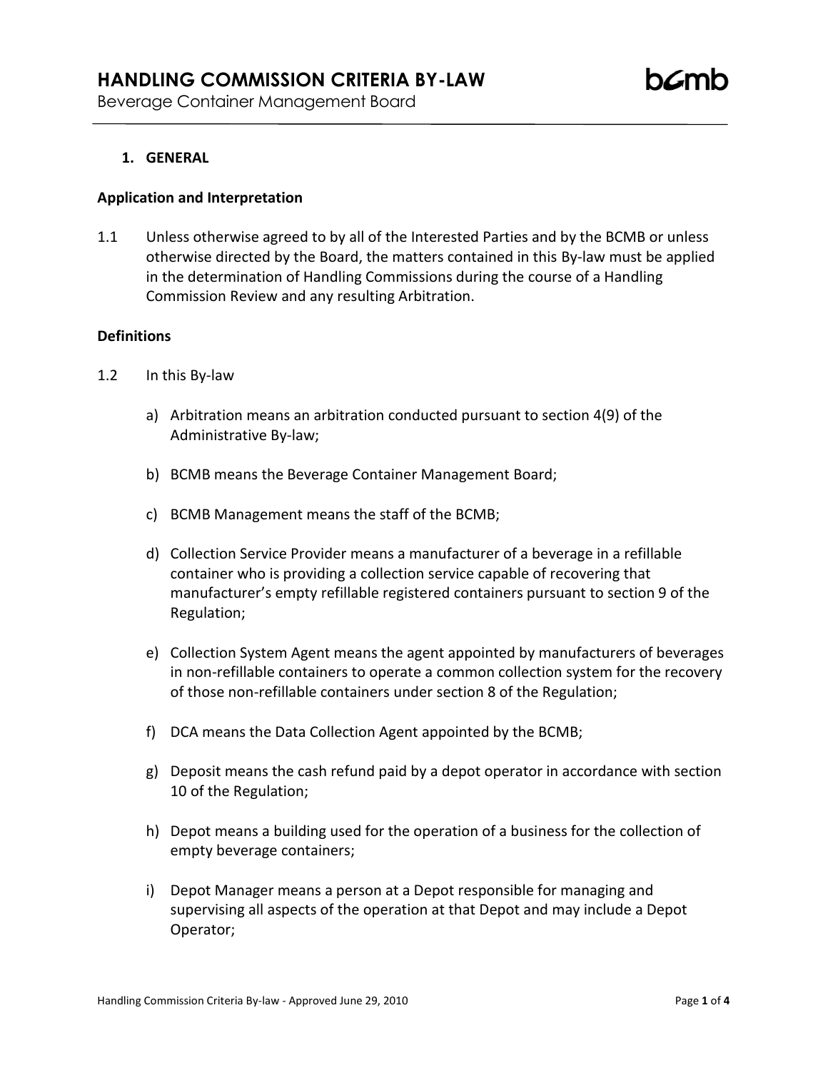# HANDLING COMMISSION CRITERIA BY-LAW

Beverage Container Management Board

## 1. GENERAL

### Application and Interpretation

1.1 Unless otherwise agreed to by all of the Interested Parties and by the BCMB or unless otherwise directed by the Board, the matters contained in this By-law must be applied in the determination of Handling Commissions during the course of a Handling Commission Review and any resulting Arbitration.

### Definitions

1.2 In this By-law

a) Arbitration means an arbitration conducted pursuant to section 4(9) of the Administrative By-law;

b) BCMB means the Beverage Container Management Board;

c) BCMB Management means the staff of the BCMB;

d) Collection Service Provider means a manufacturer of a beverage in a refillable container who is providing a collection service capable of recovering that manufacturer's empty refillable registered containers pursuant to section 9 of the Regulation;

e) Collection System Agent means the agent appointed by manufacturers of beverages in non-refillable containers to operate a common collection system for the recovery of those non-refillable containers under section 8 of the Regulation;

f) DCA means the Data Collection Agent appointed by the BCMB;

g) Deposit means the cash refund paid by a depot operator in accordance with section 10 of the Regulation;

h) Depot means a building used for the operation of a business for the collection of empty beverage containers;

i) Depot Manager means a person at a Depot responsible for managing and supervising all aspects of the operation at that Depot and may include a Depot Operator;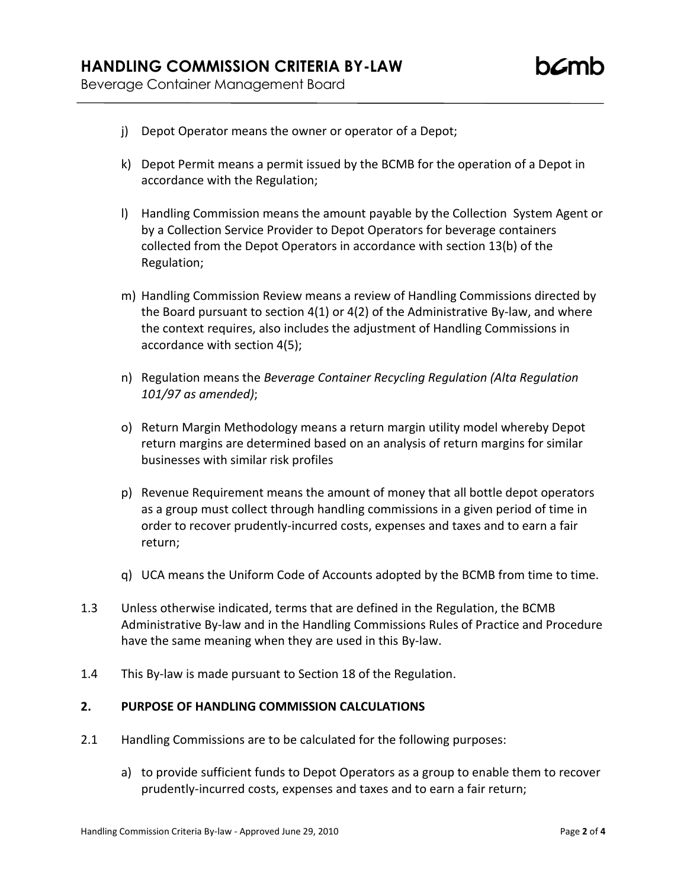j) Depot Operator means the owner or operator of a Depot;

k) Depot Permit means a permit issued by the BCMB for the operation of a Depot in accordance with the Regulation;

l) Handling Commission means the amount payable by the Collection System Agent or by a Collection Service Provider to Depot Operators for beverage containers collected from the Depot Operators in accordance with section 13(b) of the Regulation;

m) Handling Commission Review means a review of Handling Commissions directed by the Board pursuant to section 4(1) or 4(2) of the Administrative By-law, and where the context requires, also includes the adjustment of Handling Commissions in accordance with section 4(5);

n) Regulation means the *Beverage Container Recycling Regulation (Alta Regulation 101/97 as amended)*;

o) Return Margin Methodology means a return margin utility model whereby Depot return margins are determined based on an analysis of return margins for similar businesses with similar risk profiles

p) Revenue Requirement means the amount of money that all bottle depot operators as a group must collect through handling commissions in a given period of time in order to recover prudently-incurred costs, expenses and taxes and to earn a fair return;

q) UCA means the Uniform Code of Accounts adopted by the BCMB from time to time.

1.3 Unless otherwise indicated, terms that are defined in the Regulation, the BCMB Administrative By-law and in the Handling Commissions Rules of Practice and Procedure have the same meaning when they are used in this By-law.

1.4 This By-law is made pursuant to Section 18 of the Regulation.

## 2. PURPOSE OF HANDLING COMMISSION CALCULATIONS

2.1 Handling Commissions are to be calculated for the following purposes:

a) to provide sufficient funds to Depot Operators as a group to enable them to recover prudently-incurred costs, expenses and taxes and to earn a fair return;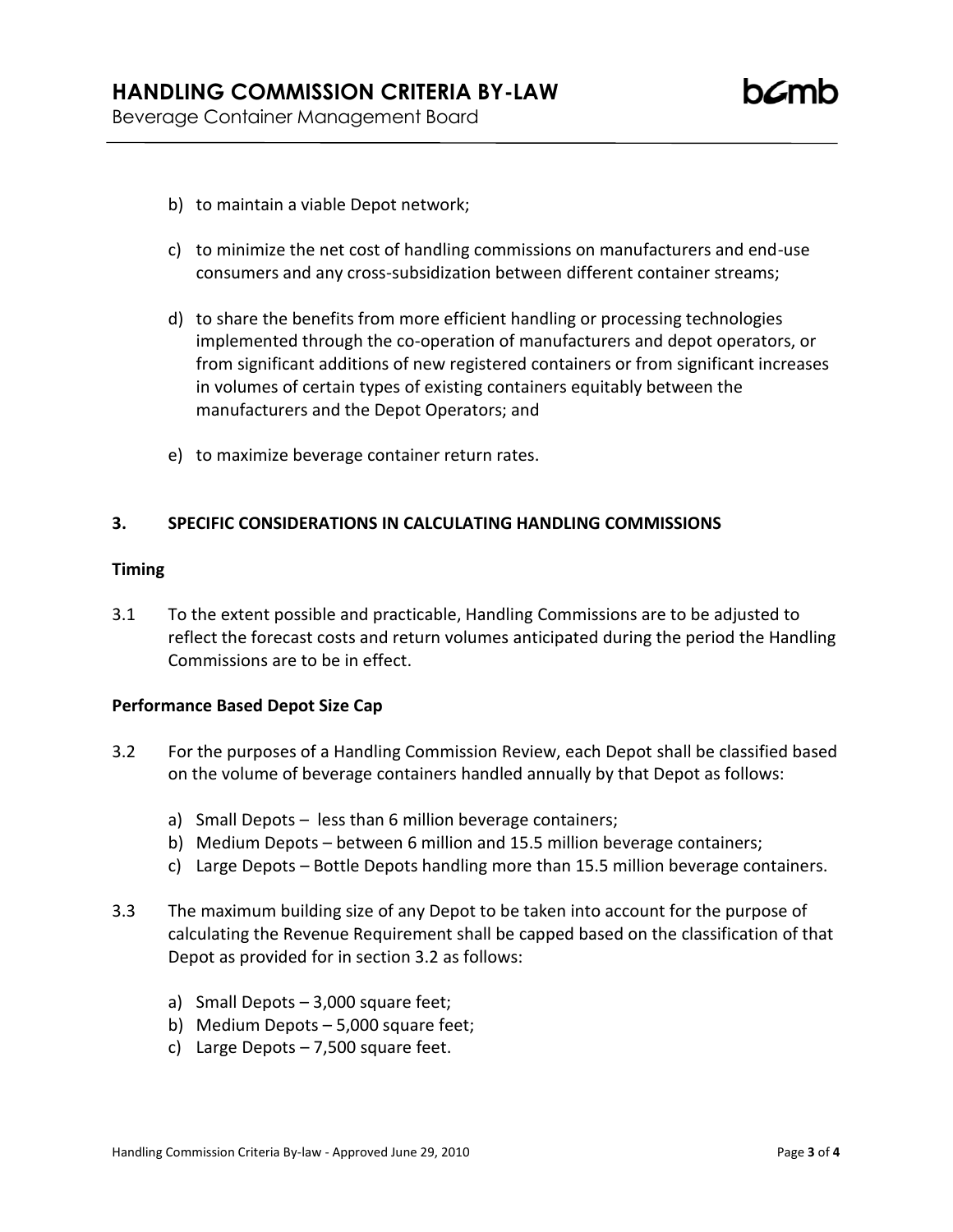b) to maintain a viable Depot network;

c) to minimize the net cost of handling commissions on manufacturers and end-use consumers and any cross-subsidization between different container streams;

d) to share the benefits from more efficient handling or processing technologies implemented through the co-operation of manufacturers and depot operators, or from significant additions of new registered containers or from significant increases in volumes of certain types of existing containers equitably between the manufacturers and the Depot Operators; and

e) to maximize beverage container return rates.

## 3. SPECIFIC CONSIDERATIONS IN CALCULATING HANDLING COMMISSIONS

### Timing

3.1 To the extent possible and practicable, Handling Commissions are to be adjusted to reflect the forecast costs and return volumes anticipated during the period the Handling Commissions are to be in effect.

### Performance Based Depot Size Cap

3.2 For the purposes of a Handling Commission Review, each Depot shall be classified based on the volume of beverage containers handled annually by that Depot as follows:

a) Small Depots – less than 6 million beverage containers;
b) Medium Depots – between 6 million and 15.5 million beverage containers;
c) Large Depots – Bottle Depots handling more than 15.5 million beverage containers.

3.3 The maximum building size of any Depot to be taken into account for the purpose of calculating the Revenue Requirement shall be capped based on the classification of that Depot as provided for in section 3.2 as follows:

a) Small Depots – 3,000 square feet;
b) Medium Depots – 5,000 square feet;
c) Large Depots – 7,500 square feet.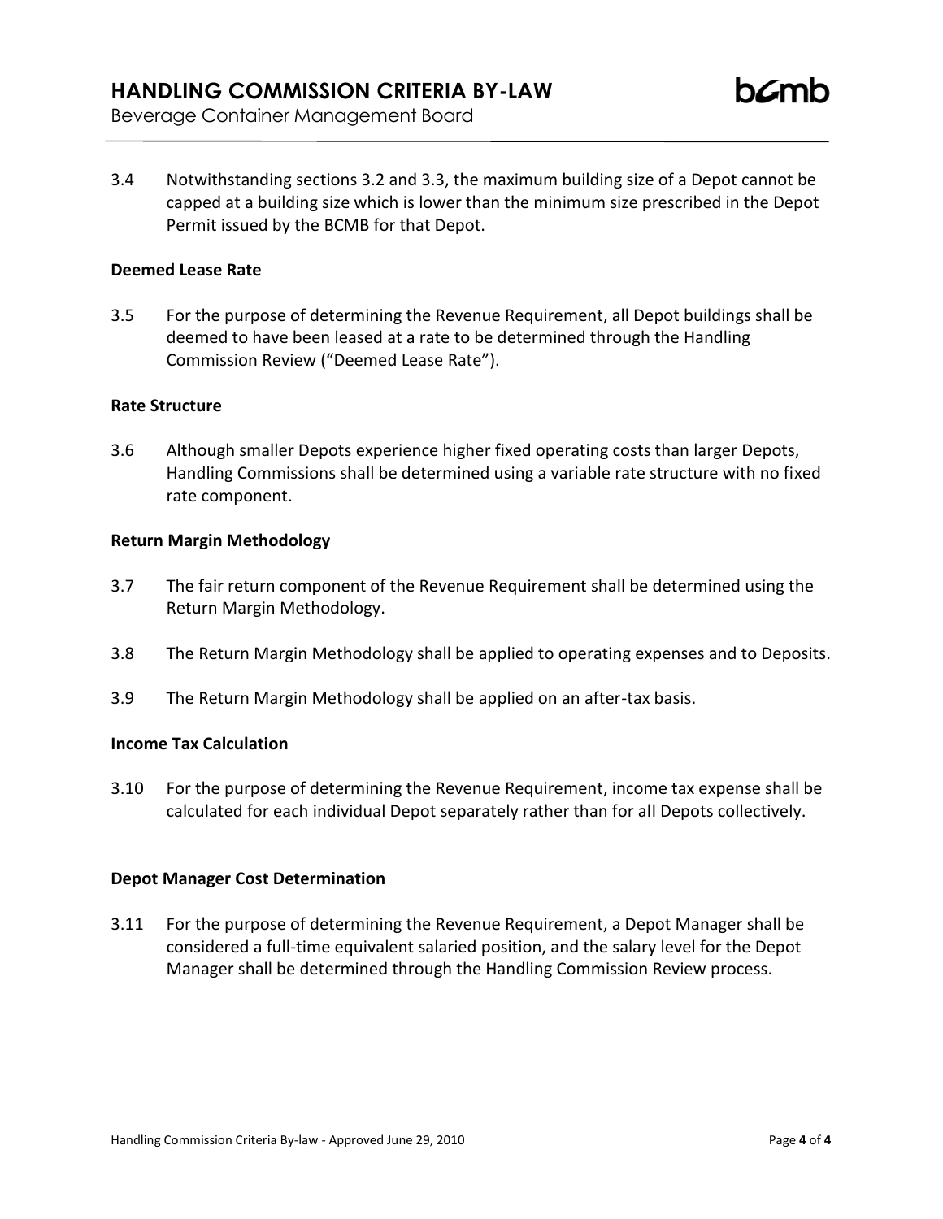3.4 Notwithstanding sections 3.2 and 3.3, the maximum building size of a Depot cannot be capped at a building size which is lower than the minimum size prescribed in the Depot Permit issued by the BCMB for that Depot.

**Deemed Lease Rate**

3.5 For the purpose of determining the Revenue Requirement, all Depot buildings shall be deemed to have been leased at a rate to be determined through the Handling Commission Review ("Deemed Lease Rate").

**Rate Structure**

3.6 Although smaller Depots experience higher fixed operating costs than larger Depots, Handling Commissions shall be determined using a variable rate structure with no fixed rate component.

**Return Margin Methodology**

3.7 The fair return component of the Revenue Requirement shall be determined using the Return Margin Methodology.

3.8 The Return Margin Methodology shall be applied to operating expenses and to Deposits.

3.9 The Return Margin Methodology shall be applied on an after-tax basis.

**Income Tax Calculation**

3.10 For the purpose of determining the Revenue Requirement, income tax expense shall be calculated for each individual Depot separately rather than for all Depots collectively.

**Depot Manager Cost Determination**

3.11 For the purpose of determining the Revenue Requirement, a Depot Manager shall be considered a full-time equivalent salaried position, and the salary level for the Depot Manager shall be determined through the Handling Commission Review process.